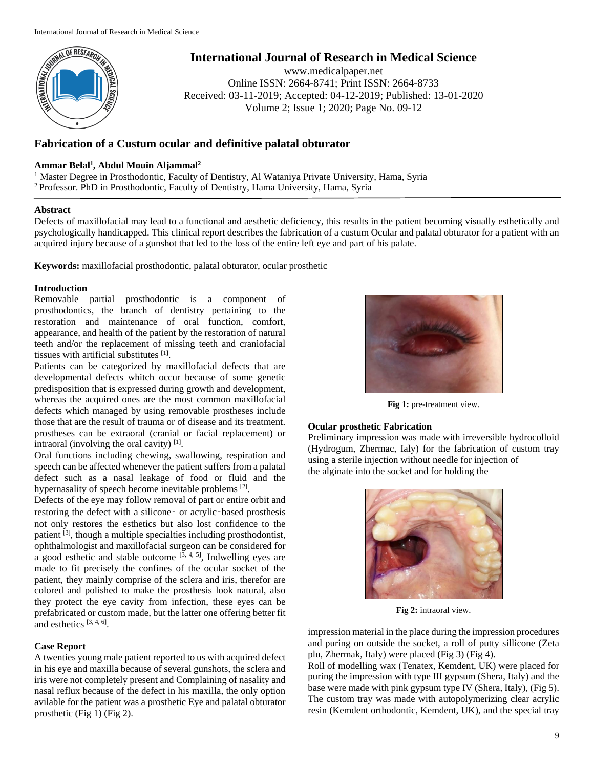# International Journal of Research in Medical Science

www.medicalpaper.net
Online ISSN: 2664-8741; Print ISSN: 2664-8733
Received: 03-11-2019; Accepted: 04-12-2019; Published: 13-01-2020
Volume 2; Issue 1; 2020; Page No. 09-12

## Fabrication of a Custum ocular and definitive palatal obturator

**Ammar Belal[1], Abdul Mouin Aljammal[2]**

[1] Master Degree in Prosthodontic, Faculty of Dentistry, Al Wataniya Private University, Hama, Syria
[2] Professor. PhD in Prosthodontic, Faculty of Dentistry, Hama University, Hama, Syria

**Abstract**

Defects of maxillofacial may lead to a functional and aesthetic deficiency, this results in the patient becoming visually esthetically and psychologically handicapped. This clinical report describes the fabrication of a custum Ocular and palatal obturator for a patient with an acquired injury because of a gunshot that led to the loss of the entire left eye and part of his palate.

**Keywords:** maxillofacial prosthodontic, palatal obturator, ocular prosthetic

### Introduction

Removable partial prosthodontic is a component of prosthodontics, the branch of dentistry pertaining to the restoration and maintenance of oral function, comfort, appearance, and health of the patient by the restoration of natural teeth and/or the replacement of missing teeth and craniofacial tissues with artificial substitutes [1].

Patients can be categorized by maxillofacial defects that are developmental defects whitch occur because of some genetic predisposition that is expressed during growth and development, whereas the acquired ones are the most common maxillofacial defects which managed by using removable prostheses include those that are the result of trauma or of disease and its treatment. prostheses can be extraoral (cranial or facial replacement) or intraoral (involving the oral cavity) [1].

Oral functions including chewing, swallowing, respiration and speech can be affected whenever the patient suffers from a palatal defect such as a nasal leakage of food or fluid and the hypernasality of speech become inevitable problems [2].

Defects of the eye may follow removal of part or entire orbit and restoring the defect with a silicone‑ or acrylic‑based prosthesis not only restores the esthetics but also lost confidence to the patient [3], though a multiple specialties including prosthodontist, ophthalmologist and maxillofacial surgeon can be considered for a good esthetic and stable outcome [3, 4, 5], Indwelling eyes are made to fit precisely the confines of the ocular socket of the patient, they mainly comprise of the sclera and iris, therefor are colored and polished to make the prosthesis look natural, also they protect the eye cavity from infection, these eyes can be prefabricated or custom made, but the latter one offering better fit and esthetics [3, 4, 6].

### Case Report

A twenties young male patient reported to us with acquired defect in his eye and maxilla because of several gunshots, the sclera and iris were not completely present and Complaining of nasality and nasal reflux because of the defect in his maxilla, the only option avilable for the patient was a prosthetic Eye and palatal obturator prosthetic (Fig 1) (Fig 2).

**Fig 1:** pre-treatment view.

**Fig 2:** intraoral view.

### Ocular prosthetic Fabrication

Preliminary impression was made with irreversible hydrocolloid (Hydrogum, Zhermac, Ialy) for the fabrication of custom tray using a sterile injection without needle for injection of the alginate into the socket and for holding the impression material in the place during the impression procedures and puring on outside the socket, a roll of putty sillicone (Zeta plu, Zhermak, Italy) were placed (Fig 3) (Fig 4).

Roll of modelling wax (Tenatex, Kemdent, UK) were placed for puring the impression with type III gypsum (Shera, Italy) and the base were made with pink gypsum type IV (Shera, Italy), (Fig 5). The custom tray was made with autopolymerizing clear acrylic resin (Kemdent orthodontic, Kemdent, UK), and the special tray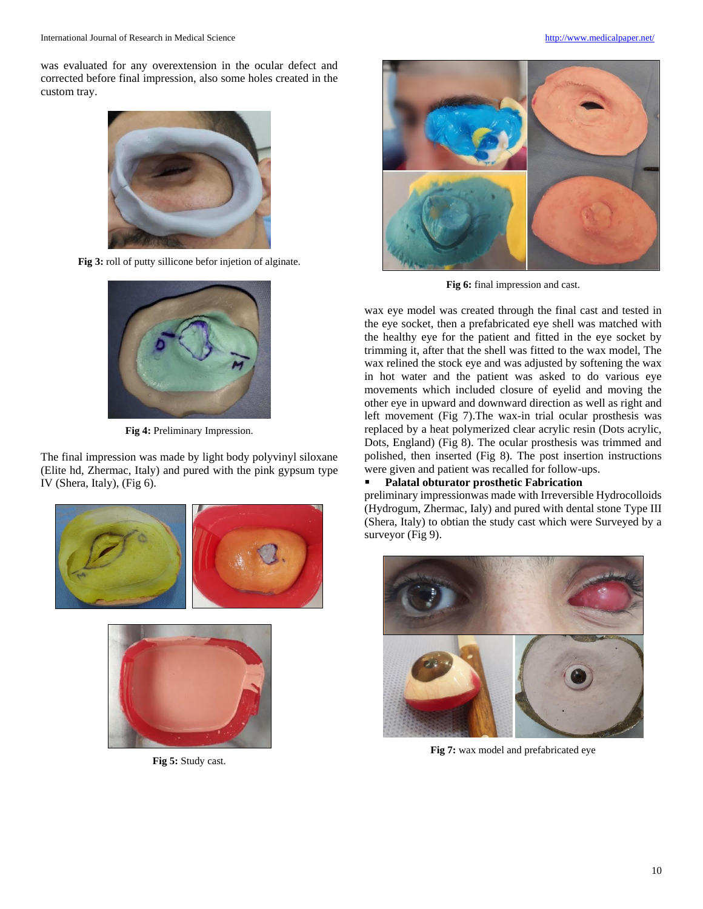was evaluated for any overextension in the ocular defect and corrected before final impression, also some holes created in the custom tray.

**Fig 3:** roll of putty sillicone befor injetion of alginate.

**Fig 4:** Preliminary Impression.

The final impression was made by light body polyvinyl siloxane (Elite hd, Zhermac, Italy) and pured with the pink gypsum type IV (Shera, Italy), (Fig 6).

**Fig 5:** Study cast.

**Fig 6:** final impression and cast.

wax eye model was created through the final cast and tested in the eye socket, then a prefabricated eye shell was matched with the healthy eye for the patient and fitted in the eye socket by trimming it, after that the shell was fitted to the wax model, The wax relined the stock eye and was adjusted by softening the wax in hot water and the patient was asked to do various eye movements which included closure of eyelid and moving the other eye in upward and downward direction as well as right and left movement (Fig 7).The wax-in trial ocular prosthesis was replaced by a heat polymerized clear acrylic resin (Dots acrylic, Dots, England) (Fig 8). The ocular prosthesis was trimmed and polished, then inserted (Fig 8). The post insertion instructions were given and patient was recalled for follow-ups.

- **Palatal obturator prosthetic Fabrication**

preliminary impressionwas made with Irreversible Hydrocolloids (Hydrogum, Zhermac, Ialy) and pured with dental stone Type III (Shera, Italy) to obtian the study cast which were Surveyed by a surveyor (Fig 9).

**Fig 7:** wax model and prefabricated eye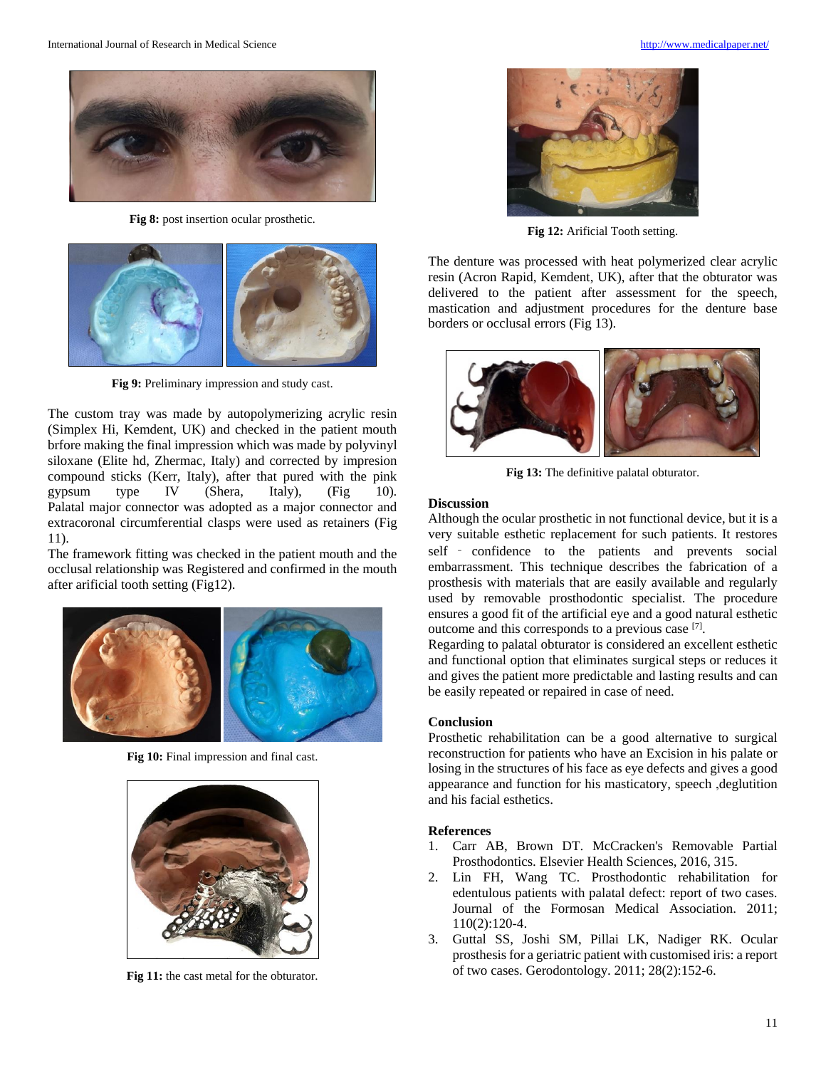Fig 8: post insertion ocular prosthetic.

Fig 9: Preliminary impression and study cast.

The custom tray was made by autopolymerizing acrylic resin (Simplex Hi, Kemdent, UK) and checked in the patient mouth brfore making the final impression which was made by polyvinyl siloxane (Elite hd, Zhermac, Italy) and corrected by impresion compound sticks (Kerr, Italy), after that pured with the pink gypsum type IV (Shera, Italy), (Fig 10). Palatal major connector was adopted as a major connector and extracoronal circumferential clasps were used as retainers (Fig 11).

The framework fitting was checked in the patient mouth and the occlusal relationship was Registered and confirmed in the mouth after arificial tooth setting (Fig12).

Fig 10: Final impression and final cast.

Fig 11: the cast metal for the obturator.

Fig 12: Arificial Tooth setting.

The denture was processed with heat polymerized clear acrylic resin (Acron Rapid, Kemdent, UK), after that the obturator was delivered to the patient after assessment for the speech, mastication and adjustment procedures for the denture base borders or occlusal errors (Fig 13).

Fig 13: The definitive palatal obturator.

## Discussion

Although the ocular prosthetic in not functional device, but it is a very suitable esthetic replacement for such patients. It restores self - confidence to the patients and prevents social embarrassment. This technique describes the fabrication of a prosthesis with materials that are easily available and regularly used by removable prosthodontic specialist. The procedure ensures a good fit of the artificial eye and a good natural esthetic outcome and this corresponds to a previous case [7].

Regarding to palatal obturator is considered an excellent esthetic and functional option that eliminates surgical steps or reduces it and gives the patient more predictable and lasting results and can be easily repeated or repaired in case of need.

## Conclusion

Prosthetic rehabilitation can be a good alternative to surgical reconstruction for patients who have an Excision in his palate or losing in the structures of his face as eye defects and gives a good appearance and function for his masticatory, speech ,deglutition and his facial esthetics.

## References

1. Carr AB, Brown DT. McCracken's Removable Partial Prosthodontics. Elsevier Health Sciences, 2016, 315.
2. Lin FH, Wang TC. Prosthodontic rehabilitation for edentulous patients with palatal defect: report of two cases. Journal of the Formosan Medical Association. 2011; 110(2):120-4.
3. Guttal SS, Joshi SM, Pillai LK, Nadiger RK. Ocular prosthesis for a geriatric patient with customised iris: a report of two cases. Gerodontology. 2011; 28(2):152-6.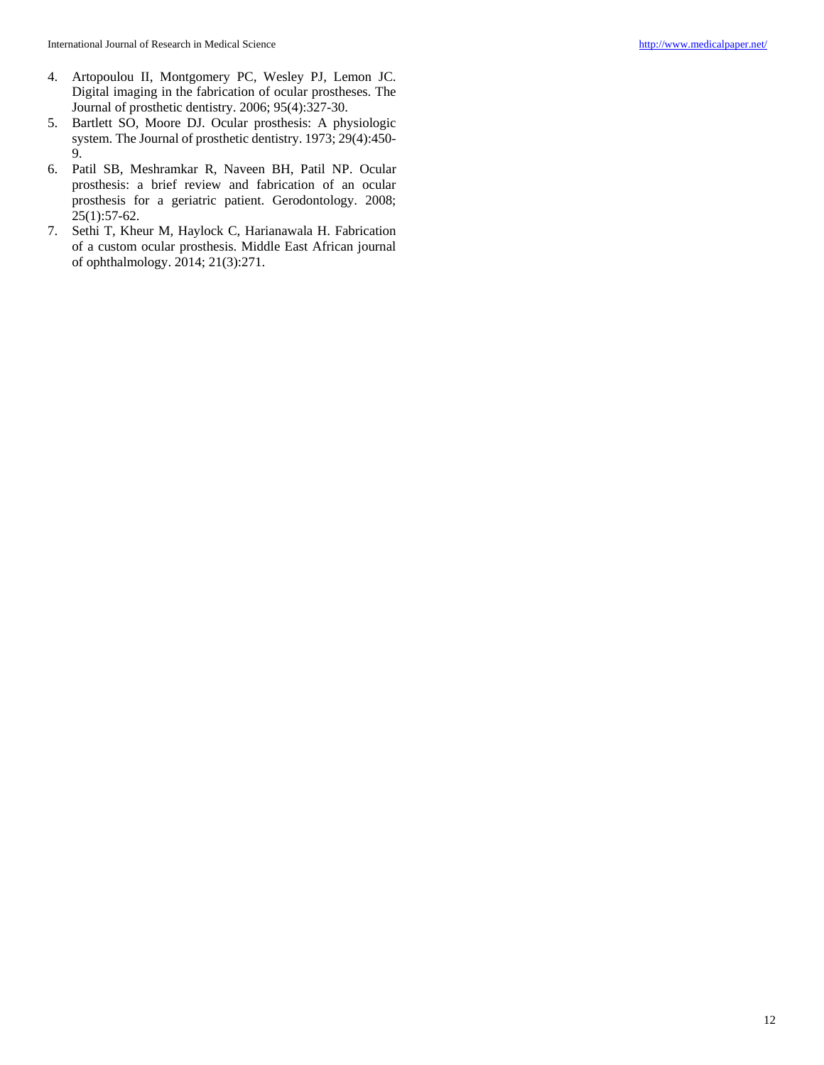4. Artopoulou II, Montgomery PC, Wesley PJ, Lemon JC. Digital imaging in the fabrication of ocular prostheses. The Journal of prosthetic dentistry. 2006; 95(4):327-30.
5. Bartlett SO, Moore DJ. Ocular prosthesis: A physiologic system. The Journal of prosthetic dentistry. 1973; 29(4):450-9.
6. Patil SB, Meshramkar R, Naveen BH, Patil NP. Ocular prosthesis: a brief review and fabrication of an ocular prosthesis for a geriatric patient. Gerodontology. 2008; 25(1):57-62.
7. Sethi T, Kheur M, Haylock C, Harianawala H. Fabrication of a custom ocular prosthesis. Middle East African journal of ophthalmology. 2014; 21(3):271.